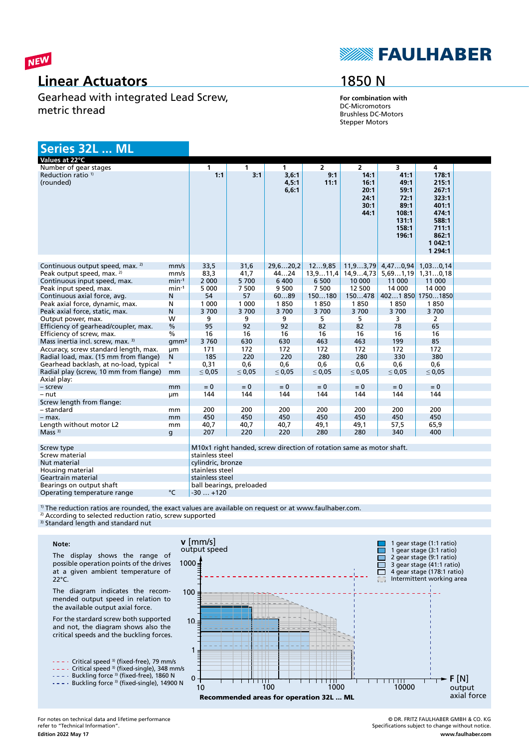NEW

# Linear Actuators

Gearhead with integrated Lead Screw, metric thread

**FAULHABER**

## 1850 N

**For combination with**
DC-Micromotors
Brushless DC-Motors
Stepper Motors

## Series 32L ... ML

| Values at 22°C | | | | | | | | |
|---|---|---|---|---|---|---|---|---|
| Number of gear stages | | 1 | 1 | 1 | 2 | 2 | 3 | 4 |
| Reduction ratio [1] (rounded) | | 1:1 | 3:1 | 3,6:1<br>4,5:1<br>6,6:1 | 9:1<br>11:1 | 14:1<br>16:1<br>20:1<br>24:1<br>30:1<br>44:1 | 41:1<br>49:1<br>59:1<br>72:1<br>89:1<br>108:1<br>131:1<br>158:1<br>196:1 | 178:1<br>215:1<br>267:1<br>323:1<br>401:1<br>474:1<br>588:1<br>711:1<br>862:1<br>1 042:1<br>1 294:1 |
| Continuous output speed, max. [2] | mm/s | 33,5 | 31,6 | 29,6…20,2 | 12…9,85 | 11,9…3,79 | 4,47…0,94 | 1,03…0,14 |
| Peak output speed, max. [2] | mm/s | 83,3 | 41,7 | 44…24 | 13,9…11,4 | 14,9…4,73 | 5,69…1,19 | 1,31…0,18 |
| Continuous input speed, max. | min⁻¹ | 2 000 | 5 700 | 6 400 | 6 500 | 10 000 | 11 000 | 11 000 |
| Peak input speed, max. | min⁻¹ | 5 000 | 7 500 | 9 500 | 7 500 | 12 500 | 14 000 | 14 000 |
| Continuous axial force, avg. | N | 54 | 57 | 60…89 | 150…180 | 150…478 | 402…1 850 | 1750…1850 |
| Peak axial force, dynamic, max. | N | 1 000 | 1 000 | 1 850 | 1 850 | 1 850 | 1 850 | 1 850 |
| Peak axial force, static, max. | N | 3 700 | 3 700 | 3 700 | 3 700 | 3 700 | 3 700 | 3 700 |
| Output power, max. | W | 9 | 9 | 9 | 5 | 5 | 3 | 2 |
| Efficiency of gearhead/coupler, max. | % | 95 | 92 | 92 | 82 | 82 | 78 | 65 |
| Efficiency of screw, max. | % | 16 | 16 | 16 | 16 | 16 | 16 | 16 |
| Mass inertia incl. screw, max. [3] | gmm² | 3 760 | 630 | 630 | 463 | 463 | 199 | 85 |
| Accuracy, screw standard length, max. | µm | 171 | 172 | 172 | 172 | 172 | 172 | 172 |
| Radial load, max. (15 mm from flange) | N | 185 | 220 | 220 | 280 | 280 | 330 | 380 |
| Gearhead backlash, at no-load, typical | ° | 0,31 | 0,6 | 0,6 | 0,6 | 0,6 | 0,6 | 0,6 |
| Radial play (screw, 10 mm from flange) | mm | ≤ 0,05 | ≤ 0,05 | ≤ 0,05 | ≤ 0,05 | ≤ 0,05 | ≤ 0,05 | ≤ 0,05 |
| Axial play: | | | | | | | | |
| – screw | mm | = 0 | = 0 | = 0 | = 0 | = 0 | = 0 | = 0 |
| – nut | µm | 144 | 144 | 144 | 144 | 144 | 144 | 144 |
| Screw length from flange: | | | | | | | | |
| – standard | mm | 200 | 200 | 200 | 200 | 200 | 200 | 200 |
| – max. | mm | 450 | 450 | 450 | 450 | 450 | 450 | 450 |
| Length without motor L2 | mm | 40,7 | 40,7 | 40,7 | 49,1 | 49,1 | 57,5 | 65,9 |
| Mass [3] | g | 207 | 220 | 220 | 280 | 280 | 340 | 400 |

| | | |
|---|---|---|
| Screw type | | M10x1 right handed, screw direction of rotation same as motor shaft. |
| Screw material | | stainless steel |
| Nut material | | cylindric, bronze |
| Housing material | | stainless steel |
| Geartrain material | | stainless steel |
| Bearings on output shaft | | ball bearings, preloaded |
| Operating temperature range | °C | -30 … +120 |

[1] The reduction ratios are rounded, the exact values are available on request or at www.faulhaber.com.
[2] According to selected reduction ratio, screw supported
[3] Standard length and standard nut

**Note:**

The display shows the range of possible operation points of the drives at a given ambient temperature of 22°C.

The diagram indicates the recommended output speed in relation to the available output axial force.

For the standard screw both supported and not, the diagram shows also the critical speeds and the buckling forces.

- Critical speed [3] (fixed-free), 79 mm/s
- Critical speed [3] (fixed-single), 348 mm/s
- Buckling force [3] (fixed-free), 1860 N
- Buckling force [3] (fixed-single), 14900 N

v [mm/s] output speed

- 1 gear stage (1:1 ratio)
- 1 gear stage (3:1 ratio)
- 2 gear stage (9:1 ratio)
- 3 gear stage (41:1 ratio)
- 4 gear stage (178:1 ratio)
- Intermittent working area

F [N] output axial force

**Recommended areas for operation 32L … ML**

For notes on technical data and lifetime performance refer to “Technical Information”.

**Edition 2022 May 17**

© DR. FRITZ FAULHABER GMBH & CO. KG
Specifications subject to change without notice.
**www.faulhaber.com**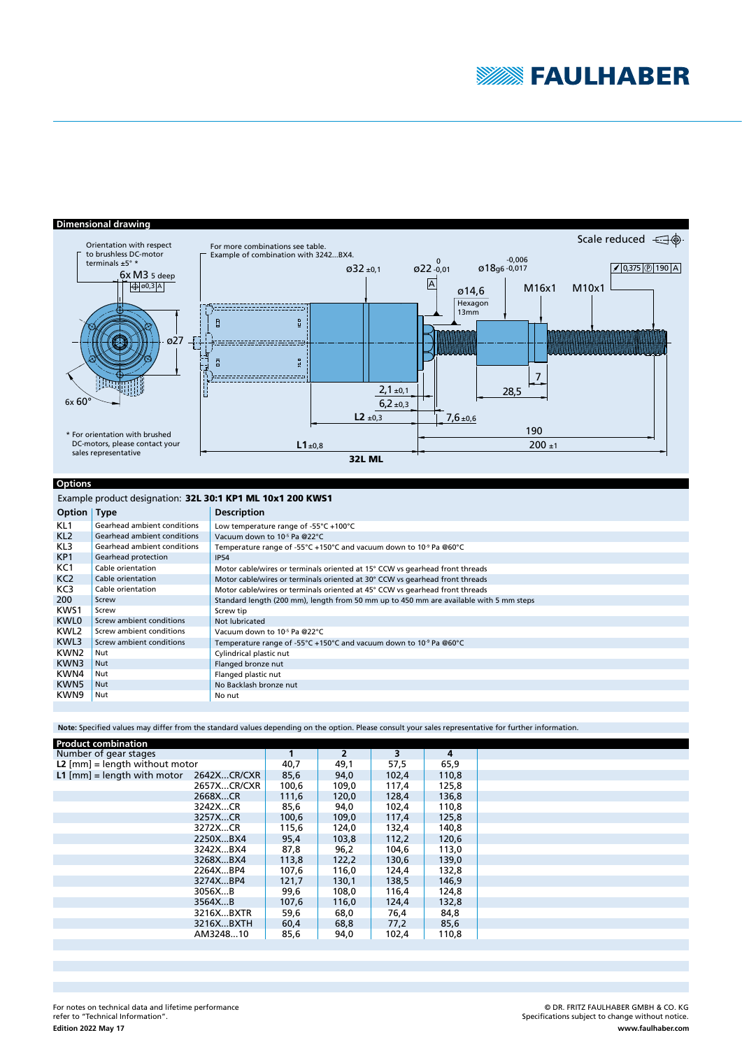## Dimensional drawing

Orientation with respect to brushless DC-motor terminals ±5° *

6x M3 5 deep

ø0,3 A

ø27

6x 60°

* For orientation with brushed DC-motors, please contact your sales representative

For more combinations see table.
Example of combination with 3242...BX4.

ø32 ±0,1

ø22 0 -0,01

A

ø18g6 -0,006 -0,017

ø14,6

Hexagon 13mm

M16x1

M10x1

Scale reduced

0,375 Ⓟ 190 A

2,1 ±0,1

6,2 ±0,3

L2 ±0,3

7,6 ±0,6

7

28,5

190

200 ±1

L1 ±0,8

32L ML

## Options

Example product designation: **32L 30:1 KP1 ML 10x1 200 KWS1**

| Option | Type | Description |
|---|---|---|
| KL1 | Gearhead ambient conditions | Low temperature range of -55°C +100°C |
| KL2 | Gearhead ambient conditions | Vacuum down to $10^{-5}$ Pa @22°C |
| KL3 | Gearhead ambient conditions | Temperature range of -55°C +150°C and vacuum down to $10^{-9}$ Pa @60°C |
| KP1 | Gearhead protection | IP54 |
| KC1 | Cable orientation | Motor cable/wires or terminals oriented at 15° CCW vs gearhead front threads |
| KC2 | Cable orientation | Motor cable/wires or terminals oriented at 30° CCW vs gearhead front threads |
| KC3 | Cable orientation | Motor cable/wires or terminals oriented at 45° CCW vs gearhead front threads |
| 200 | Screw | Standard length (200 mm), length from 50 mm up to 450 mm are available with 5 mm steps |
| KWS1 | Screw | Screw tip |
| KWL0 | Screw ambient conditions | Not lubricated |
| KWL2 | Screw ambient conditions | Vacuum down to $10^{-5}$ Pa @22°C |
| KWL3 | Screw ambient conditions | Temperature range of -55°C +150°C and vacuum down to $10^{-9}$ Pa @60°C |
| KWN2 | Nut | Cylindrical plastic nut |
| KWN3 | Nut | Flanged bronze nut |
| KWN4 | Nut | Flanged plastic nut |
| KWN5 | Nut | No Backlash bronze nut |
| KWN9 | Nut | No nut |

**Note:** Specified values may differ from the standard values depending on the option. Please consult your sales representative for further information.

## Product combination

| Number of gear stages | | 1 | 2 | 3 | 4 |
|---|---|---|---|---|---|
| **L2** [mm] = length without motor | | 40,7 | 49,1 | 57,5 | 65,9 |
| **L1** [mm] = length with motor | 2642X...CR/CXR | 85,6 | 94,0 | 102,4 | 110,8 |
| | 2657X...CR/CXR | 100,6 | 109,0 | 117,4 | 125,8 |
| | 2668X...CR | 111,6 | 120,0 | 128,4 | 136,8 |
| | 3242X...CR | 85,6 | 94,0 | 102,4 | 110,8 |
| | 3257X...CR | 100,6 | 109,0 | 117,4 | 125,8 |
| | 3272X...CR | 115,6 | 124,0 | 132,4 | 140,8 |
| | 2250X...BX4 | 95,4 | 103,8 | 112,2 | 120,6 |
| | 3242X...BX4 | 87,8 | 96,2 | 104,6 | 113,0 |
| | 3268X...BX4 | 113,8 | 122,2 | 130,6 | 139,0 |
| | 2264X...BP4 | 107,6 | 116,0 | 124,4 | 132,8 |
| | 3274X...BP4 | 121,7 | 130,1 | 138,5 | 146,9 |
| | 3056X...B | 99,6 | 108,0 | 116,4 | 124,8 |
| | 3564X...B | 107,6 | 116,0 | 124,4 | 132,8 |
| | 3216X...BXTR | 59,6 | 68,0 | 76,4 | 84,8 |
| | 3216X...BXTH | 60,4 | 68,8 | 77,2 | 85,6 |
| | AM3248...10 | 85,6 | 94,0 | 102,4 | 110,8 |

For notes on technical data and lifetime performance refer to "Technical Information".

**Edition 2022 May 17**

© DR. FRITZ FAULHABER GMBH & CO. KG
Specifications subject to change without notice.
**www.faulhaber.com**